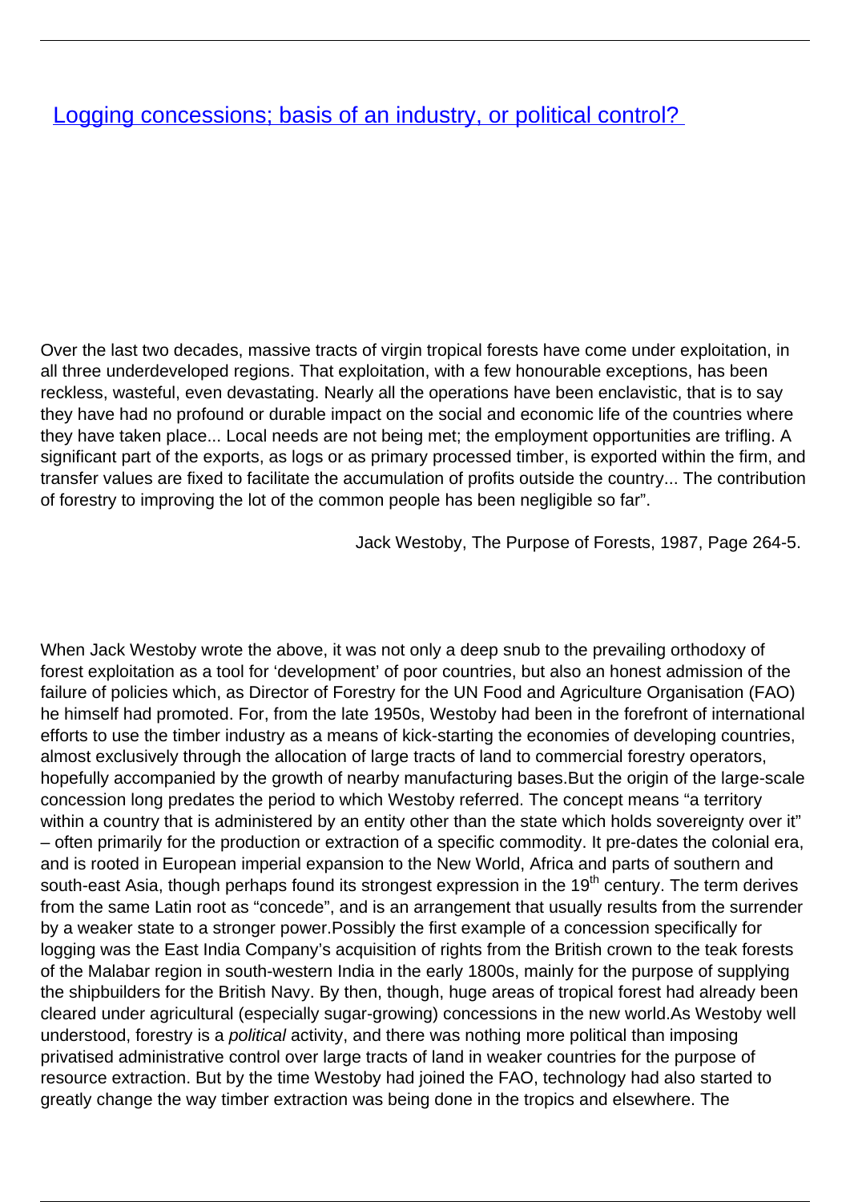# [Logging concessions; basis of an industry, or political control?]()

Over the last two decades, massive tracts of virgin tropical forests have come under exploitation, in all three underdeveloped regions. That exploitation, with a few honourable exceptions, has been reckless, wasteful, even devastating. Nearly all the operations have been enclavistic, that is to say they have had no profound or durable impact on the social and economic life of the countries where they have taken place... Local needs are not being met; the employment opportunities are trifling. A significant part of the exports, as logs or as primary processed timber, is exported within the firm, and transfer values are fixed to facilitate the accumulation of profits outside the country... The contribution of forestry to improving the lot of the common people has been negligible so far".

Jack Westoby, The Purpose of Forests, 1987, Page 264-5.

When Jack Westoby wrote the above, it was not only a deep snub to the prevailing orthodoxy of forest exploitation as a tool for 'development' of poor countries, but also an honest admission of the failure of policies which, as Director of Forestry for the UN Food and Agriculture Organisation (FAO) he himself had promoted. For, from the late 1950s, Westoby had been in the forefront of international efforts to use the timber industry as a means of kick-starting the economies of developing countries, almost exclusively through the allocation of large tracts of land to commercial forestry operators, hopefully accompanied by the growth of nearby manufacturing bases.But the origin of the large-scale concession long predates the period to which Westoby referred. The concept means "a territory within a country that is administered by an entity other than the state which holds sovereignty over it" – often primarily for the production or extraction of a specific commodity. It pre-dates the colonial era, and is rooted in European imperial expansion to the New World, Africa and parts of southern and south-east Asia, though perhaps found its strongest expression in the 19th century. The term derives from the same Latin root as "concede", and is an arrangement that usually results from the surrender by a weaker state to a stronger power.Possibly the first example of a concession specifically for logging was the East India Company's acquisition of rights from the British crown to the teak forests of the Malabar region in south-western India in the early 1800s, mainly for the purpose of supplying the shipbuilders for the British Navy. By then, though, huge areas of tropical forest had already been cleared under agricultural (especially sugar-growing) concessions in the new world.As Westoby well understood, forestry is a *political* activity, and there was nothing more political than imposing privatised administrative control over large tracts of land in weaker countries for the purpose of resource extraction. But by the time Westoby had joined the FAO, technology had also started to greatly change the way timber extraction was being done in the tropics and elsewhere. The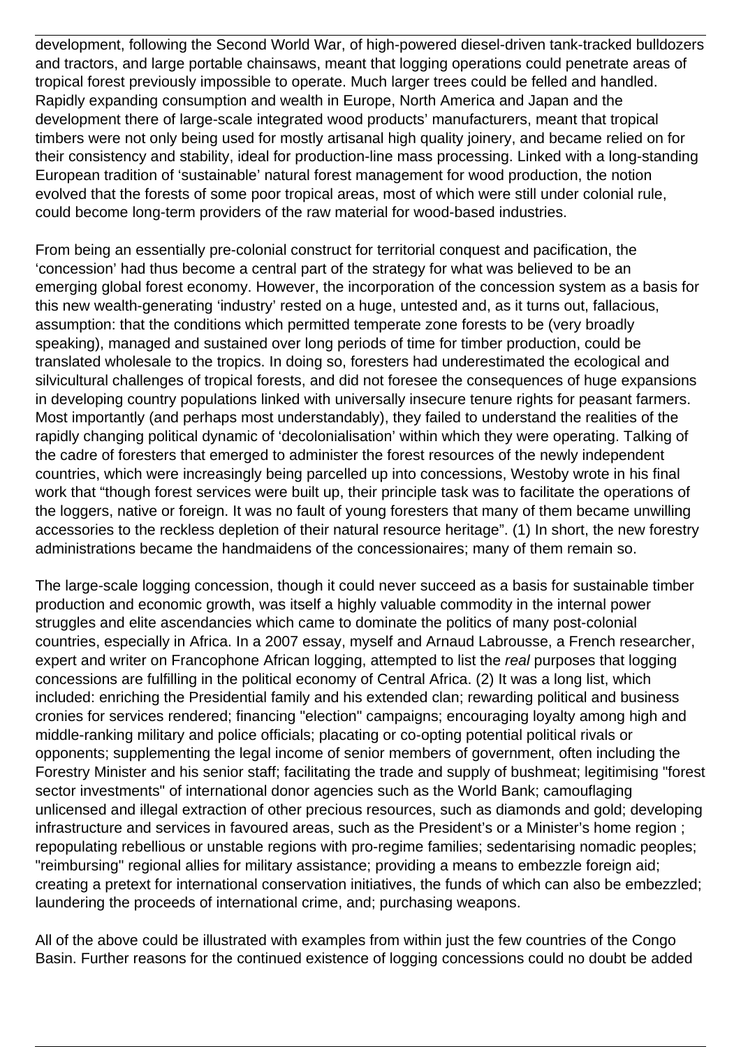development, following the Second World War, of high-powered diesel-driven tank-tracked bulldozers and tractors, and large portable chainsaws, meant that logging operations could penetrate areas of tropical forest previously impossible to operate. Much larger trees could be felled and handled. Rapidly expanding consumption and wealth in Europe, North America and Japan and the development there of large-scale integrated wood products' manufacturers, meant that tropical timbers were not only being used for mostly artisanal high quality joinery, and became relied on for their consistency and stability, ideal for production-line mass processing. Linked with a long-standing European tradition of 'sustainable' natural forest management for wood production, the notion evolved that the forests of some poor tropical areas, most of which were still under colonial rule, could become long-term providers of the raw material for wood-based industries.

From being an essentially pre-colonial construct for territorial conquest and pacification, the 'concession' had thus become a central part of the strategy for what was believed to be an emerging global forest economy. However, the incorporation of the concession system as a basis for this new wealth-generating 'industry' rested on a huge, untested and, as it turns out, fallacious, assumption: that the conditions which permitted temperate zone forests to be (very broadly speaking), managed and sustained over long periods of time for timber production, could be translated wholesale to the tropics. In doing so, foresters had underestimated the ecological and silvicultural challenges of tropical forests, and did not foresee the consequences of huge expansions in developing country populations linked with universally insecure tenure rights for peasant farmers. Most importantly (and perhaps most understandably), they failed to understand the realities of the rapidly changing political dynamic of 'decolonialisation' within which they were operating. Talking of the cadre of foresters that emerged to administer the forest resources of the newly independent countries, which were increasingly being parcelled up into concessions, Westoby wrote in his final work that "though forest services were built up, their principle task was to facilitate the operations of the loggers, native or foreign. It was no fault of young foresters that many of them became unwilling accessories to the reckless depletion of their natural resource heritage". (1) In short, the new forestry administrations became the handmaidens of the concessionaires; many of them remain so.

The large-scale logging concession, though it could never succeed as a basis for sustainable timber production and economic growth, was itself a highly valuable commodity in the internal power struggles and elite ascendancies which came to dominate the politics of many post-colonial countries, especially in Africa. In a 2007 essay, myself and Arnaud Labrousse, a French researcher, expert and writer on Francophone African logging, attempted to list the *real* purposes that logging concessions are fulfilling in the political economy of Central Africa. (2) It was a long list, which included: enriching the Presidential family and his extended clan; rewarding political and business cronies for services rendered; financing "election" campaigns; encouraging loyalty among high and middle-ranking military and police officials; placating or co-opting potential political rivals or opponents; supplementing the legal income of senior members of government, often including the Forestry Minister and his senior staff; facilitating the trade and supply of bushmeat; legitimising "forest sector investments" of international donor agencies such as the World Bank; camouflaging unlicensed and illegal extraction of other precious resources, such as diamonds and gold; developing infrastructure and services in favoured areas, such as the President's or a Minister's home region ; repopulating rebellious or unstable regions with pro-regime families; sedentarising nomadic peoples; "reimbursing" regional allies for military assistance; providing a means to embezzle foreign aid; creating a pretext for international conservation initiatives, the funds of which can also be embezzled; laundering the proceeds of international crime, and; purchasing weapons.

All of the above could be illustrated with examples from within just the few countries of the Congo Basin. Further reasons for the continued existence of logging concessions could no doubt be added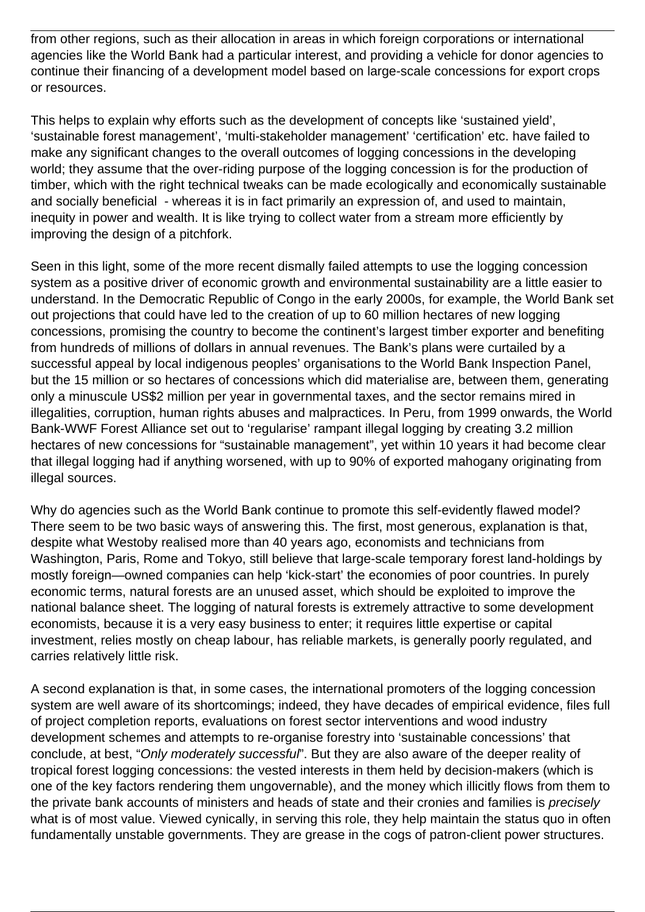from other regions, such as their allocation in areas in which foreign corporations or international agencies like the World Bank had a particular interest, and providing a vehicle for donor agencies to continue their financing of a development model based on large-scale concessions for export crops or resources.

This helps to explain why efforts such as the development of concepts like 'sustained yield', 'sustainable forest management', 'multi-stakeholder management' 'certification' etc. have failed to make any significant changes to the overall outcomes of logging concessions in the developing world; they assume that the over-riding purpose of the logging concession is for the production of timber, which with the right technical tweaks can be made ecologically and economically sustainable and socially beneficial - whereas it is in fact primarily an expression of, and used to maintain, inequity in power and wealth. It is like trying to collect water from a stream more efficiently by improving the design of a pitchfork.

Seen in this light, some of the more recent dismally failed attempts to use the logging concession system as a positive driver of economic growth and environmental sustainability are a little easier to understand. In the Democratic Republic of Congo in the early 2000s, for example, the World Bank set out projections that could have led to the creation of up to 60 million hectares of new logging concessions, promising the country to become the continent's largest timber exporter and benefiting from hundreds of millions of dollars in annual revenues. The Bank's plans were curtailed by a successful appeal by local indigenous peoples' organisations to the World Bank Inspection Panel, but the 15 million or so hectares of concessions which did materialise are, between them, generating only a minuscule US$2 million per year in governmental taxes, and the sector remains mired in illegalities, corruption, human rights abuses and malpractices. In Peru, from 1999 onwards, the World Bank-WWF Forest Alliance set out to 'regularise' rampant illegal logging by creating 3.2 million hectares of new concessions for "sustainable management", yet within 10 years it had become clear that illegal logging had if anything worsened, with up to 90% of exported mahogany originating from illegal sources.

Why do agencies such as the World Bank continue to promote this self-evidently flawed model? There seem to be two basic ways of answering this. The first, most generous, explanation is that, despite what Westoby realised more than 40 years ago, economists and technicians from Washington, Paris, Rome and Tokyo, still believe that large-scale temporary forest land-holdings by mostly foreign—owned companies can help 'kick-start' the economies of poor countries. In purely economic terms, natural forests are an unused asset, which should be exploited to improve the national balance sheet. The logging of natural forests is extremely attractive to some development economists, because it is a very easy business to enter; it requires little expertise or capital investment, relies mostly on cheap labour, has reliable markets, is generally poorly regulated, and carries relatively little risk.

A second explanation is that, in some cases, the international promoters of the logging concession system are well aware of its shortcomings; indeed, they have decades of empirical evidence, files full of project completion reports, evaluations on forest sector interventions and wood industry development schemes and attempts to re-organise forestry into 'sustainable concessions' that conclude, at best, "*Only moderately successful*". But they are also aware of the deeper reality of tropical forest logging concessions: the vested interests in them held by decision-makers (which is one of the key factors rendering them ungovernable), and the money which illicitly flows from them to the private bank accounts of ministers and heads of state and their cronies and families is *precisely* what is of most value. Viewed cynically, in serving this role, they help maintain the status quo in often fundamentally unstable governments. They are grease in the cogs of patron-client power structures.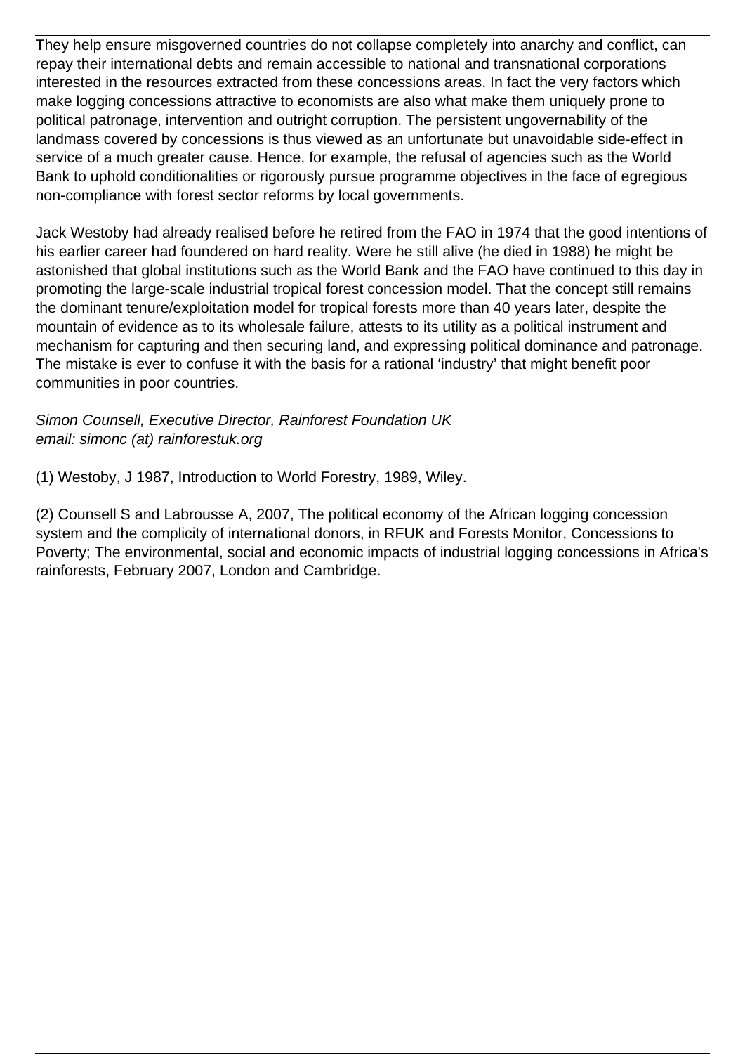They help ensure misgoverned countries do not collapse completely into anarchy and conflict, can repay their international debts and remain accessible to national and transnational corporations interested in the resources extracted from these concessions areas. In fact the very factors which make logging concessions attractive to economists are also what make them uniquely prone to political patronage, intervention and outright corruption. The persistent ungovernability of the landmass covered by concessions is thus viewed as an unfortunate but unavoidable side-effect in service of a much greater cause. Hence, for example, the refusal of agencies such as the World Bank to uphold conditionalities or rigorously pursue programme objectives in the face of egregious non-compliance with forest sector reforms by local governments.

Jack Westoby had already realised before he retired from the FAO in 1974 that the good intentions of his earlier career had foundered on hard reality. Were he still alive (he died in 1988) he might be astonished that global institutions such as the World Bank and the FAO have continued to this day in promoting the large-scale industrial tropical forest concession model. That the concept still remains the dominant tenure/exploitation model for tropical forests more than 40 years later, despite the mountain of evidence as to its wholesale failure, attests to its utility as a political instrument and mechanism for capturing and then securing land, and expressing political dominance and patronage. The mistake is ever to confuse it with the basis for a rational 'industry' that might benefit poor communities in poor countries.

*Simon Counsell, Executive Director, Rainforest Foundation UK*
*email: simonc (at) rainforestuk.org*

(1) Westoby, J 1987, Introduction to World Forestry, 1989, Wiley.

(2) Counsell S and Labrousse A, 2007, The political economy of the African logging concession system and the complicity of international donors, in RFUK and Forests Monitor, Concessions to Poverty; The environmental, social and economic impacts of industrial logging concessions in Africa's rainforests, February 2007, London and Cambridge.